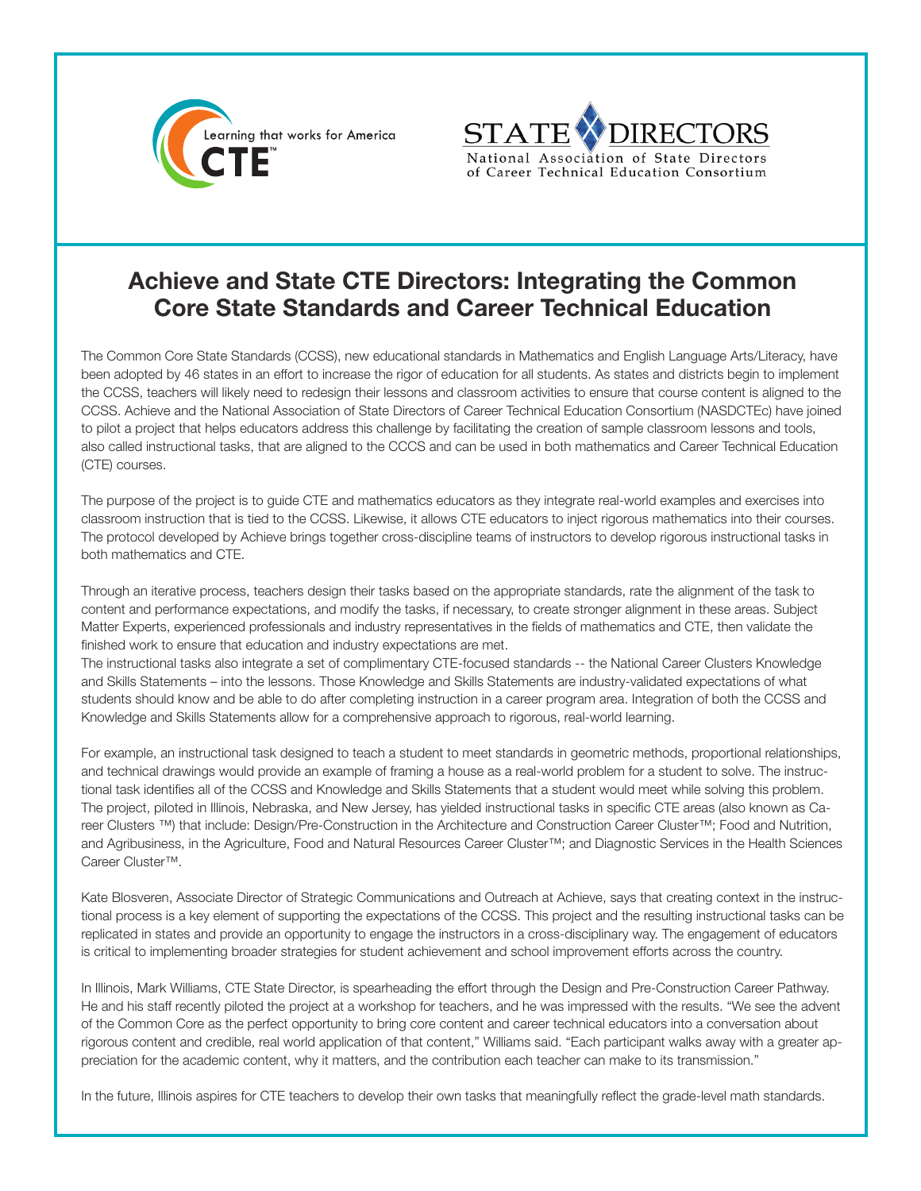Learning that works for America CTE™

STATE DIRECTORS
National Association of State Directors of Career Technical Education Consortium

# Achieve and State CTE Directors: Integrating the Common Core State Standards and Career Technical Education

The Common Core State Standards (CCSS), new educational standards in Mathematics and English Language Arts/Literacy, have been adopted by 46 states in an effort to increase the rigor of education for all students. As states and districts begin to implement the CCSS, teachers will likely need to redesign their lessons and classroom activities to ensure that course content is aligned to the CCSS. Achieve and the National Association of State Directors of Career Technical Education Consortium (NASDCTEc) have joined to pilot a project that helps educators address this challenge by facilitating the creation of sample classroom lessons and tools, also called instructional tasks, that are aligned to the CCCS and can be used in both mathematics and Career Technical Education (CTE) courses.

The purpose of the project is to guide CTE and mathematics educators as they integrate real-world examples and exercises into classroom instruction that is tied to the CCSS. Likewise, it allows CTE educators to inject rigorous mathematics into their courses. The protocol developed by Achieve brings together cross-discipline teams of instructors to develop rigorous instructional tasks in both mathematics and CTE.

Through an iterative process, teachers design their tasks based on the appropriate standards, rate the alignment of the task to content and performance expectations, and modify the tasks, if necessary, to create stronger alignment in these areas. Subject Matter Experts, experienced professionals and industry representatives in the fields of mathematics and CTE, then validate the finished work to ensure that education and industry expectations are met.

The instructional tasks also integrate a set of complimentary CTE-focused standards -- the National Career Clusters Knowledge and Skills Statements – into the lessons. Those Knowledge and Skills Statements are industry-validated expectations of what students should know and be able to do after completing instruction in a career program area. Integration of both the CCSS and Knowledge and Skills Statements allow for a comprehensive approach to rigorous, real-world learning.

For example, an instructional task designed to teach a student to meet standards in geometric methods, proportional relationships, and technical drawings would provide an example of framing a house as a real-world problem for a student to solve. The instructional task identifies all of the CCSS and Knowledge and Skills Statements that a student would meet while solving this problem. The project, piloted in Illinois, Nebraska, and New Jersey, has yielded instructional tasks in specific CTE areas (also known as Career Clusters ™) that include: Design/Pre-Construction in the Architecture and Construction Career Cluster™; Food and Nutrition, and Agribusiness, in the Agriculture, Food and Natural Resources Career Cluster™; and Diagnostic Services in the Health Sciences Career Cluster™.

Kate Blosveren, Associate Director of Strategic Communications and Outreach at Achieve, says that creating context in the instructional process is a key element of supporting the expectations of the CCSS. This project and the resulting instructional tasks can be replicated in states and provide an opportunity to engage the instructors in a cross-disciplinary way. The engagement of educators is critical to implementing broader strategies for student achievement and school improvement efforts across the country.

In Illinois, Mark Williams, CTE State Director, is spearheading the effort through the Design and Pre-Construction Career Pathway. He and his staff recently piloted the project at a workshop for teachers, and he was impressed with the results. "We see the advent of the Common Core as the perfect opportunity to bring core content and career technical educators into a conversation about rigorous content and credible, real world application of that content," Williams said. "Each participant walks away with a greater appreciation for the academic content, why it matters, and the contribution each teacher can make to its transmission."

In the future, Illinois aspires for CTE teachers to develop their own tasks that meaningfully reflect the grade-level math standards.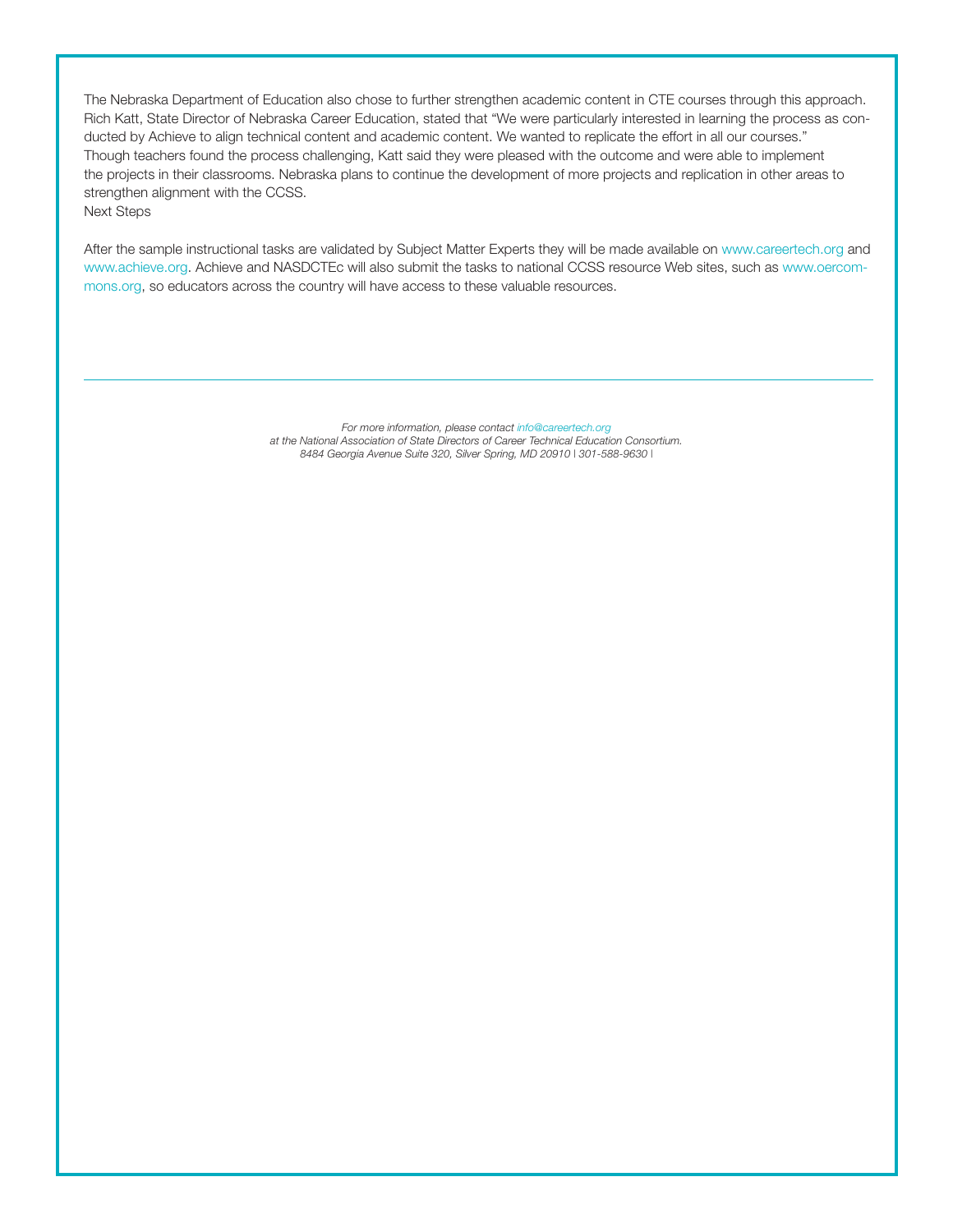The Nebraska Department of Education also chose to further strengthen academic content in CTE courses through this approach. Rich Katt, State Director of Nebraska Career Education, stated that "We were particularly interested in learning the process as conducted by Achieve to align technical content and academic content. We wanted to replicate the effort in all our courses." Though teachers found the process challenging, Katt said they were pleased with the outcome and were able to implement the projects in their classrooms. Nebraska plans to continue the development of more projects and replication in other areas to strengthen alignment with the CCSS.

## Next Steps

After the sample instructional tasks are validated by Subject Matter Experts they will be made available on www.careertech.org and www.achieve.org. Achieve and NASDCTEc will also submit the tasks to national CCSS resource Web sites, such as www.oercommons.org, so educators across the country will have access to these valuable resources.

---

*For more information, please contact info@careertech.org*
*at the National Association of State Directors of Career Technical Education Consortium.*
*8484 Georgia Avenue Suite 320, Silver Spring, MD 20910 | 301-588-9630 |*